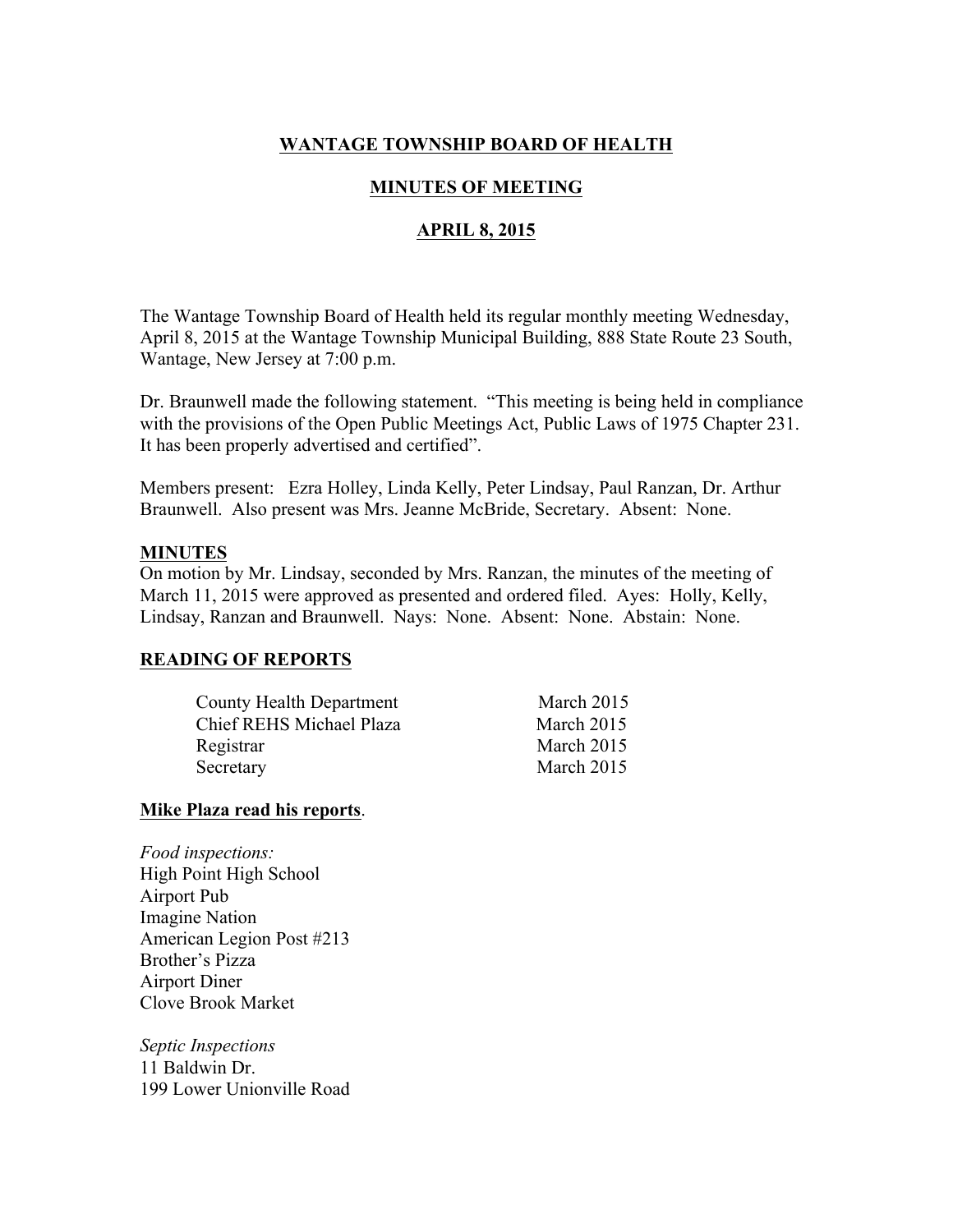# WANTAGE TOWNSHIP BOARD OF HEALTH

## MINUTES OF MEETING

## APRIL 8, 2015

The Wantage Township Board of Health held its regular monthly meeting Wednesday, April 8, 2015 at the Wantage Township Municipal Building, 888 State Route 23 South, Wantage, New Jersey at 7:00 p.m.

Dr. Braunwell made the following statement. "This meeting is being held in compliance with the provisions of the Open Public Meetings Act, Public Laws of 1975 Chapter 231. It has been properly advertised and certified".

Members present: Ezra Holley, Linda Kelly, Peter Lindsay, Paul Ranzan, Dr. Arthur Braunwell. Also present was Mrs. Jeanne McBride, Secretary. Absent: None.

### MINUTES

On motion by Mr. Lindsay, seconded by Mrs. Ranzan, the minutes of the meeting of March 11, 2015 were approved as presented and ordered filed. Ayes: Holly, Kelly, Lindsay, Ranzan and Braunwell. Nays: None. Absent: None. Abstain: None.

### READING OF REPORTS

| | |
|---|---|
| County Health Department | March 2015 |
| Chief REHS Michael Plaza | March 2015 |
| Registrar | March 2015 |
| Secretary | March 2015 |

**Mike Plaza read his reports**.

*Food inspections:*
High Point High School
Airport Pub
Imagine Nation
American Legion Post #213
Brother's Pizza
Airport Diner
Clove Brook Market

*Septic Inspections*
11 Baldwin Dr.
199 Lower Unionville Road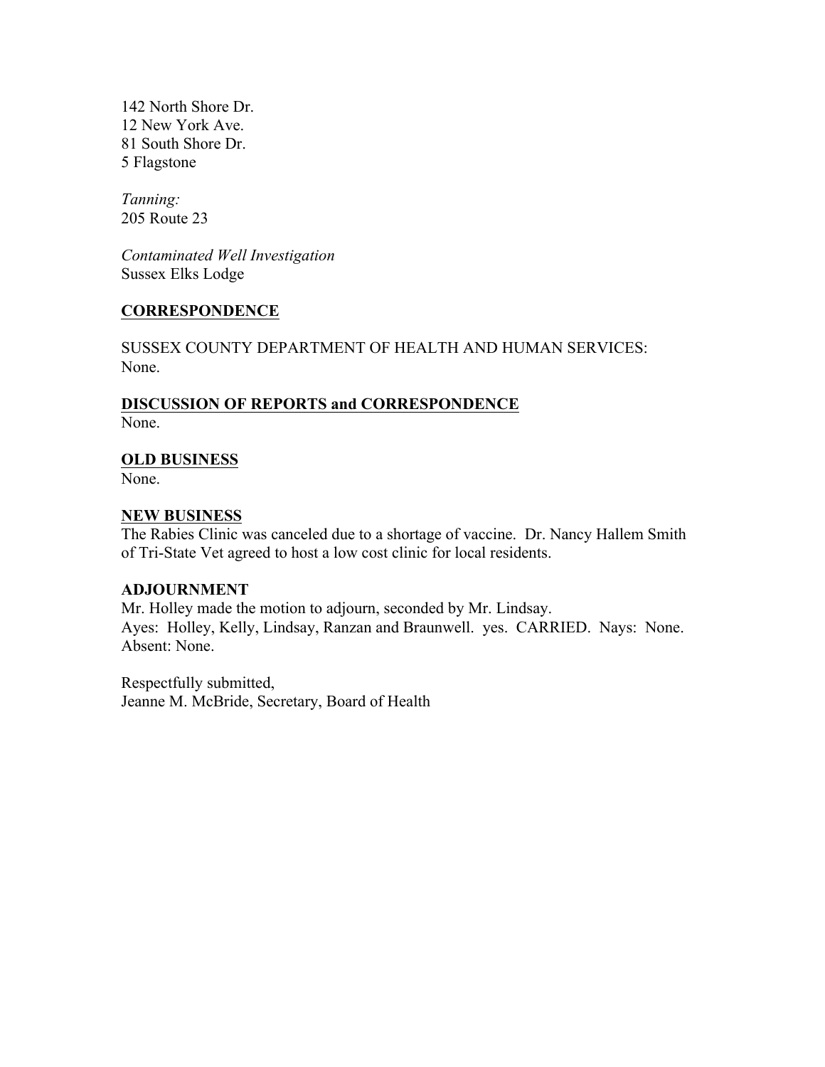142 North Shore Dr.
12 New York Ave.
81 South Shore Dr.
5 Flagstone

*Tanning:*
205 Route 23

*Contaminated Well Investigation*
Sussex Elks Lodge

## CORRESPONDENCE

SUSSEX COUNTY DEPARTMENT OF HEALTH AND HUMAN SERVICES:
None.

## DISCUSSION OF REPORTS and CORRESPONDENCE

None.

## OLD BUSINESS

None.

## NEW BUSINESS

The Rabies Clinic was canceled due to a shortage of vaccine. Dr. Nancy Hallem Smith of Tri-State Vet agreed to host a low cost clinic for local residents.

**ADJOURNMENT**

Mr. Holley made the motion to adjourn, seconded by Mr. Lindsay.
Ayes: Holley, Kelly, Lindsay, Ranzan and Braunwell. yes. CARRIED. Nays: None.
Absent: None.

Respectfully submitted,
Jeanne M. McBride, Secretary, Board of Health